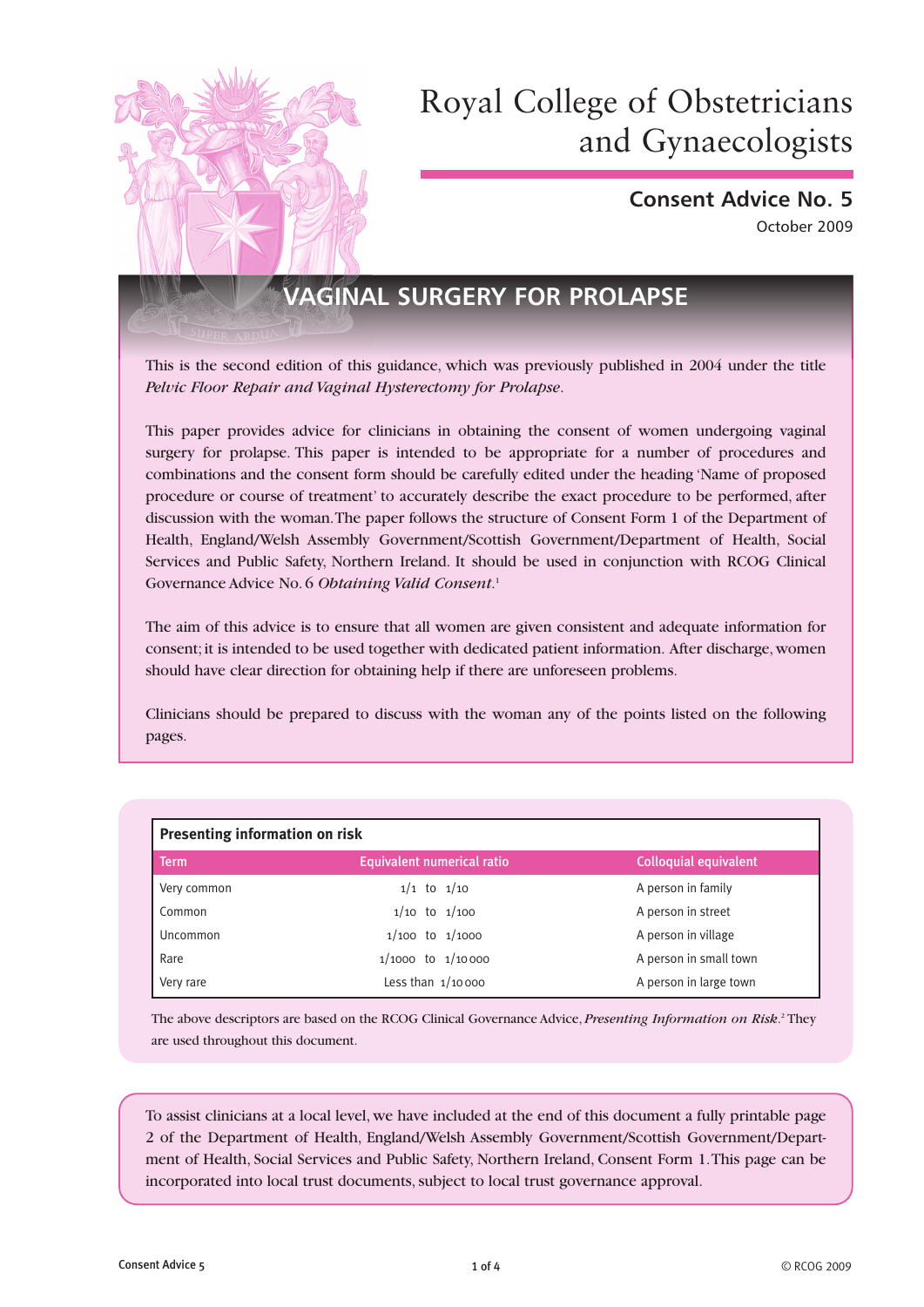# Royal College of Obstetricians and Gynaecologists

## Consent Advice No. 5

October 2009

# VAGINAL SURGERY FOR PROLAPSE

This is the second edition of this guidance, which was previously published in 2004 under the title *Pelvic Floor Repair and Vaginal Hysterectomy for Prolapse*.

This paper provides advice for clinicians in obtaining the consent of women undergoing vaginal surgery for prolapse. This paper is intended to be appropriate for a number of procedures and combinations and the consent form should be carefully edited under the heading 'Name of proposed procedure or course of treatment' to accurately describe the exact procedure to be performed, after discussion with the woman. The paper follows the structure of Consent Form 1 of the Department of Health, England/Welsh Assembly Government/Scottish Government/Department of Health, Social Services and Public Safety, Northern Ireland. It should be used in conjunction with RCOG Clinical Governance Advice No. 6 *Obtaining Valid Consent*.[1]

The aim of this advice is to ensure that all women are given consistent and adequate information for consent; it is intended to be used together with dedicated patient information. After discharge, women should have clear direction for obtaining help if there are unforeseen problems.

Clinicians should be prepared to discuss with the woman any of the points listed on the following pages.

**Presenting information on risk**

| Term | Equivalent numerical ratio | Colloquial equivalent |
|---|---|---|
| Very common | 1/1 to 1/10 | A person in family |
| Common | 1/10 to 1/100 | A person in street |
| Uncommon | 1/100 to 1/1000 | A person in village |
| Rare | 1/1000 to 1/10 000 | A person in small town |
| Very rare | Less than 1/10 000 | A person in large town |

The above descriptors are based on the RCOG Clinical Governance Advice, *Presenting Information on Risk*.[2] They are used throughout this document.

To assist clinicians at a local level, we have included at the end of this document a fully printable page 2 of the Department of Health, England/Welsh Assembly Government/Scottish Government/Department of Health, Social Services and Public Safety, Northern Ireland, Consent Form 1. This page can be incorporated into local trust documents, subject to local trust governance approval.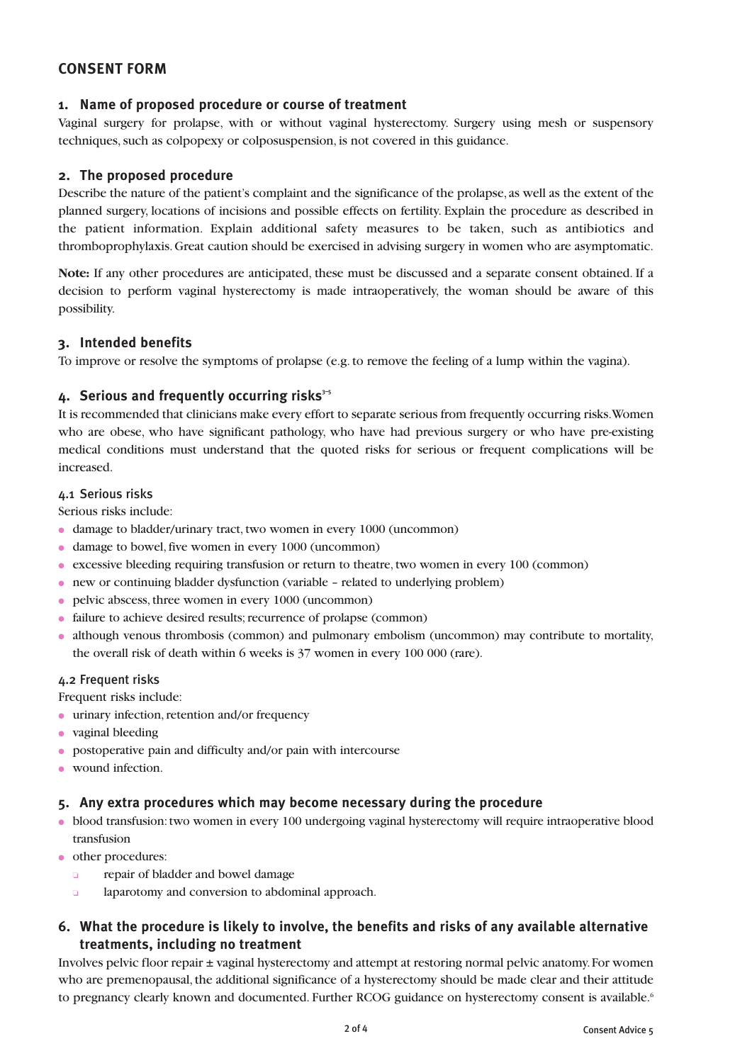## CONSENT FORM

### 1. Name of proposed procedure or course of treatment

Vaginal surgery for prolapse, with or without vaginal hysterectomy. Surgery using mesh or suspensory techniques, such as colpopexy or colposuspension, is not covered in this guidance.

### 2. The proposed procedure

Describe the nature of the patient's complaint and the significance of the prolapse, as well as the extent of the planned surgery, locations of incisions and possible effects on fertility. Explain the procedure as described in the patient information. Explain additional safety measures to be taken, such as antibiotics and thromboprophylaxis. Great caution should be exercised in advising surgery in women who are asymptomatic.

**Note:** If any other procedures are anticipated, these must be discussed and a separate consent obtained. If a decision to perform vaginal hysterectomy is made intraoperatively, the woman should be aware of this possibility.

### 3. Intended benefits

To improve or resolve the symptoms of prolapse (e.g. to remove the feeling of a lump within the vagina).

### 4. Serious and frequently occurring risks[3–5]

It is recommended that clinicians make every effort to separate serious from frequently occurring risks. Women who are obese, who have significant pathology, who have had previous surgery or who have pre-existing medical conditions must understand that the quoted risks for serious or frequent complications will be increased.

#### 4.1 Serious risks

Serious risks include:

- damage to bladder/urinary tract, two women in every 1000 (uncommon)
- damage to bowel, five women in every 1000 (uncommon)
- excessive bleeding requiring transfusion or return to theatre, two women in every 100 (common)
- new or continuing bladder dysfunction (variable – related to underlying problem)
- pelvic abscess, three women in every 1000 (uncommon)
- failure to achieve desired results; recurrence of prolapse (common)
- although venous thrombosis (common) and pulmonary embolism (uncommon) may contribute to mortality, the overall risk of death within 6 weeks is 37 women in every 100 000 (rare).

#### 4.2 Frequent risks

Frequent risks include:

- urinary infection, retention and/or frequency
- vaginal bleeding
- postoperative pain and difficulty and/or pain with intercourse
- wound infection.

### 5. Any extra procedures which may become necessary during the procedure

- blood transfusion: two women in every 100 undergoing vaginal hysterectomy will require intraoperative blood transfusion
- other procedures:
  - repair of bladder and bowel damage
  - laparotomy and conversion to abdominal approach.

### 6. What the procedure is likely to involve, the benefits and risks of any available alternative treatments, including no treatment

Involves pelvic floor repair ± vaginal hysterectomy and attempt at restoring normal pelvic anatomy. For women who are premenopausal, the additional significance of a hysterectomy should be made clear and their attitude to pregnancy clearly known and documented. Further RCOG guidance on hysterectomy consent is available.[6]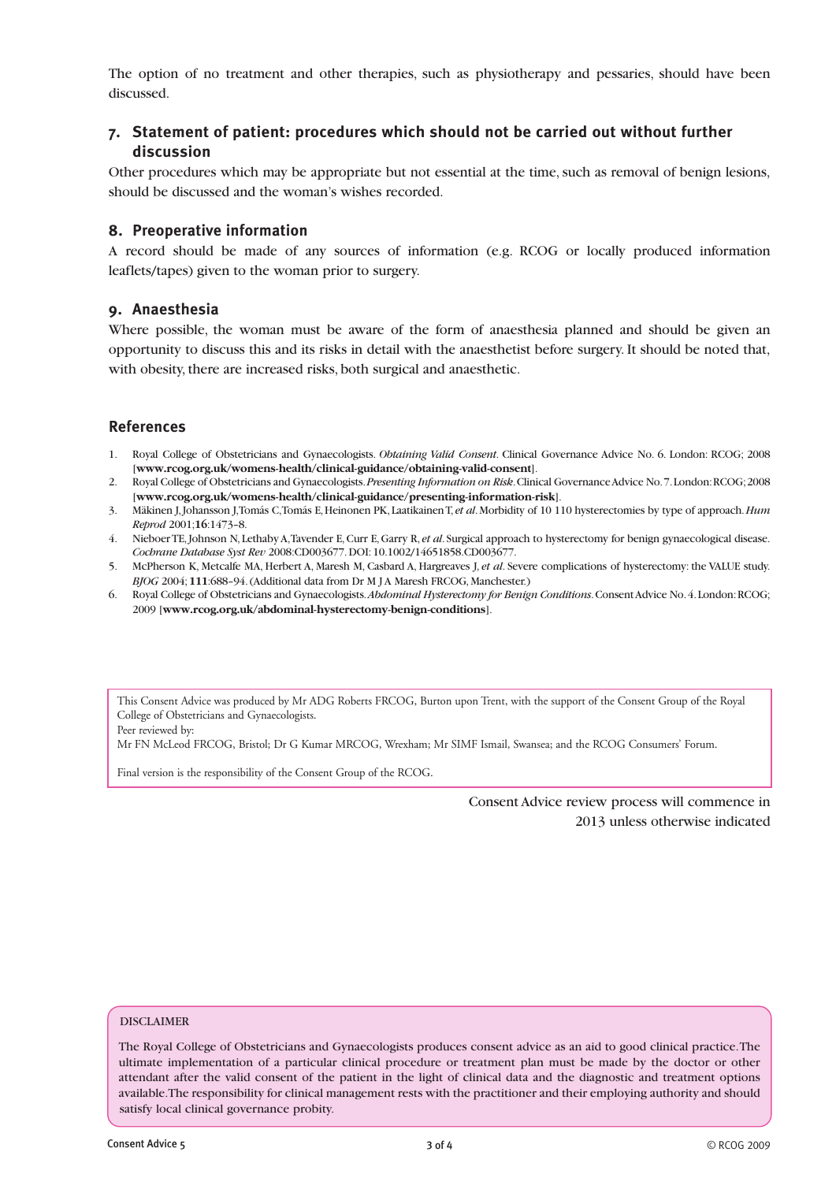The option of no treatment and other therapies, such as physiotherapy and pessaries, should have been discussed.

## 7. Statement of patient: procedures which should not be carried out without further discussion

Other procedures which may be appropriate but not essential at the time, such as removal of benign lesions, should be discussed and the woman's wishes recorded.

## 8. Preoperative information

A record should be made of any sources of information (e.g. RCOG or locally produced information leaflets/tapes) given to the woman prior to surgery.

## 9. Anaesthesia

Where possible, the woman must be aware of the form of anaesthesia planned and should be given an opportunity to discuss this and its risks in detail with the anaesthetist before surgery. It should be noted that, with obesity, there are increased risks, both surgical and anaesthetic.

## References

1. Royal College of Obstetricians and Gynaecologists. *Obtaining Valid Consent*. Clinical Governance Advice No. 6. London: RCOG; 2008 [**www.rcog.org.uk/womens-health/clinical-guidance/obtaining-valid-consent**].
2. Royal College of Obstetricians and Gynaecologists. *Presenting Information on Risk*. Clinical Governance Advice No. 7. London: RCOG; 2008 [**www.rcog.org.uk/womens-health/clinical-guidance/presenting-information-risk**].
3. Mäkinen J, Johansson J, Tomás C, Tomás E, Heinonen PK, Laatikainen T, *et al*. Morbidity of 10 110 hysterectomies by type of approach. *Hum Reprod* 2001;**16**:1473–8.
4. Nieboer TE, Johnson N, Lethaby A, Tavender E, Curr E, Garry R, *et al*. Surgical approach to hysterectomy for benign gynaecological disease. *Cochrane Database Syst Rev* 2008:CD003677. DOI: 10.1002/14651858.CD003677.
5. McPherson K, Metcalfe MA, Herbert A, Maresh M, Casbard A, Hargreaves J, *et al*. Severe complications of hysterectomy: the VALUE study. *BJOG* 2004; **111**:688–94. (Additional data from Dr M J A Maresh FRCOG, Manchester.)
6. Royal College of Obstetricians and Gynaecologists. *Abdominal Hysterectomy for Benign Conditions*. Consent Advice No. 4. London: RCOG; 2009 [**www.rcog.org.uk/abdominal-hysterectomy-benign-conditions**].

This Consent Advice was produced by Mr ADG Roberts FRCOG, Burton upon Trent, with the support of the Consent Group of the Royal College of Obstetricians and Gynaecologists.
Peer reviewed by:
Mr FN McLeod FRCOG, Bristol; Dr G Kumar MRCOG, Wrexham; Mr SIMF Ismail, Swansea; and the RCOG Consumers' Forum.

Final version is the responsibility of the Consent Group of the RCOG.

Consent Advice review process will commence in 2013 unless otherwise indicated

DISCLAIMER

The Royal College of Obstetricians and Gynaecologists produces consent advice as an aid to good clinical practice. The ultimate implementation of a particular clinical procedure or treatment plan must be made by the doctor or other attendant after the valid consent of the patient in the light of clinical data and the diagnostic and treatment options available. The responsibility for clinical management rests with the practitioner and their employing authority and should satisfy local clinical governance probity.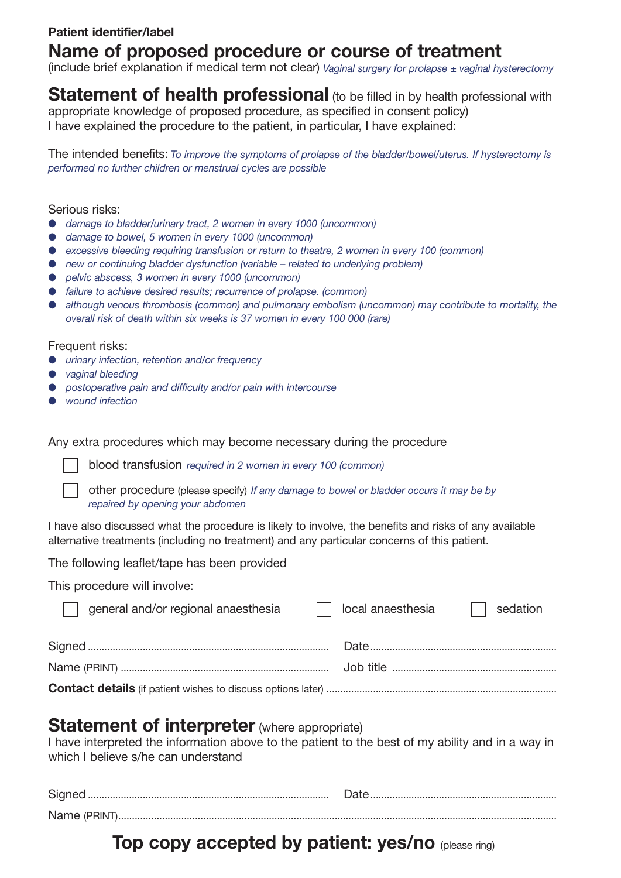**Patient identifier/label**

## Name of proposed procedure or course of treatment

(include brief explanation if medical term not clear) *Vaginal surgery for prolapse ± vaginal hysterectomy*

## Statement of health professional

(to be filled in by health professional with appropriate knowledge of proposed procedure, as specified in consent policy)

I have explained the procedure to the patient, in particular, I have explained:

The intended benefits: *To improve the symptoms of prolapse of the bladder/bowel/uterus. If hysterectomy is performed no further children or menstrual cycles are possible*

Serious risks:

- *damage to bladder/urinary tract, 2 women in every 1000 (uncommon)*
- *damage to bowel, 5 women in every 1000 (uncommon)*
- *excessive bleeding requiring transfusion or return to theatre, 2 women in every 100 (common)*
- *new or continuing bladder dysfunction (variable – related to underlying problem)*
- *pelvic abscess, 3 women in every 1000 (uncommon)*
- *failure to achieve desired results; recurrence of prolapse. (common)*
- *although venous thrombosis (common) and pulmonary embolism (uncommon) may contribute to mortality, the overall risk of death within six weeks is 37 women in every 100 000 (rare)*

Frequent risks:

- *urinary infection, retention and/or frequency*
- *vaginal bleeding*
- *postoperative pain and difficulty and/or pain with intercourse*
- *wound infection*

Any extra procedures which may become necessary during the procedure

☐ blood transfusion *required in 2 women in every 100 (common)*

☐ other procedure (please specify) *If any damage to bowel or bladder occurs it may be by repaired by opening your abdomen*

I have also discussed what the procedure is likely to involve, the benefits and risks of any available alternative treatments (including no treatment) and any particular concerns of this patient.

The following leaflet/tape has been provided

This procedure will involve:

☐ general and/or regional anaesthesia ☐ local anaesthesia ☐ sedation

Signed .................................................... Date ....................................................

Name (PRINT) .................................................... Job title ....................................................

**Contact details** (if patient wishes to discuss options later) ....................................................

## Statement of interpreter (where appropriate)

I have interpreted the information above to the patient to the best of my ability and in a way in which I believe s/he can understand

Signed .................................................... Date ....................................................

Name (PRINT)....................................................

**Top copy accepted by patient: yes/no** (please ring)